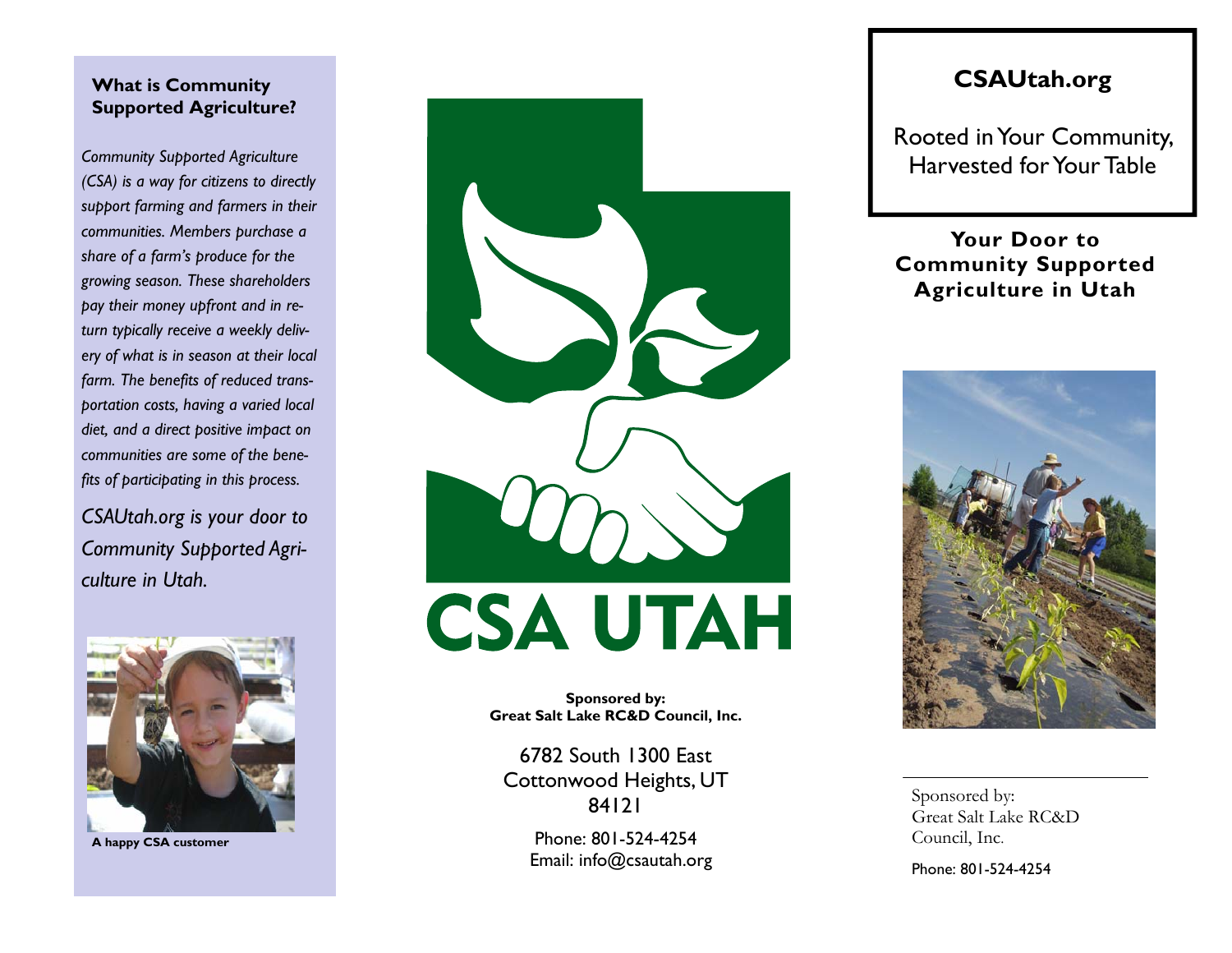## What is Community Supported Agriculture?

*Community Supported Agriculture (CSA) is a way for citizens to directly support farming and farmers in their communities. Members purchase a share of a farm's produce for the growing season. These shareholders pay their money upfront and in return typically receive a weekly delivery of what is in season at their local farm. The benefits of reduced transportation costs, having a varied local diet, and a direct positive impact on communities are some of the benefits of participating in this process.*

*CSAUtah.org is your door to Community Supported Agriculture in Utah.*

**A happy CSA customer**

# CSA UTAH

**Sponsored by:**
**Great Salt Lake RC&D Council, Inc.**

6782 South 1300 East
Cottonwood Heights, UT
84121

Phone: 801-524-4254
Email: info@csautah.org

## CSAUtah.org

Rooted in Your Community,
Harvested for Your Table

**Your Door to Community Supported Agriculture in Utah**

Sponsored by:
Great Salt Lake RC&D Council, Inc.

Phone: 801-524-4254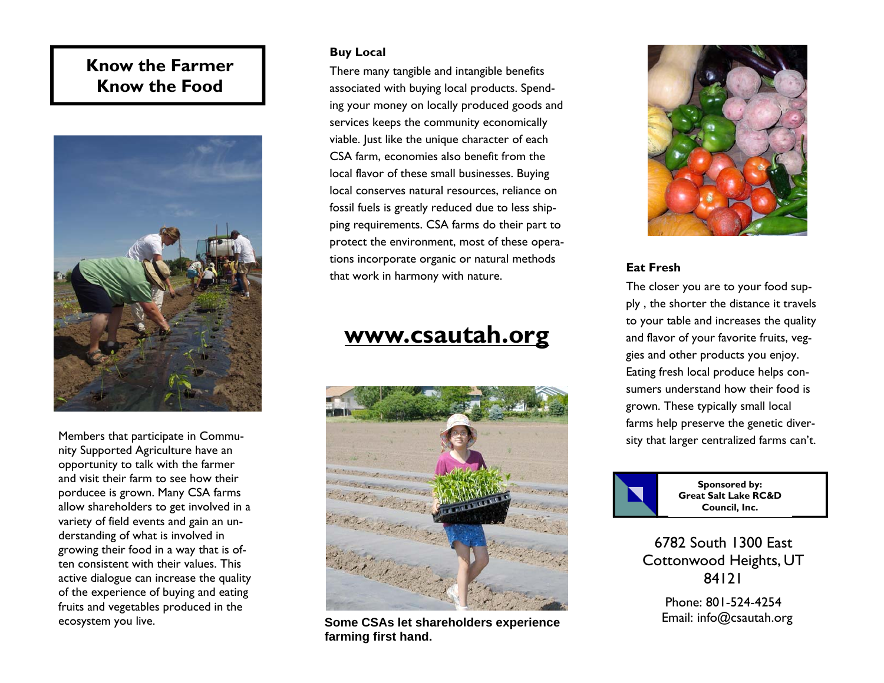# Know the Farmer Know the Food

Members that participate in Community Supported Agriculture have an opportunity to talk with the farmer and visit their farm to see how their porducee is grown. Many CSA farms allow shareholders to get involved in a variety of field events and gain an understanding of what is involved in growing their food in a way that is often consistent with their values. This active dialogue can increase the quality of the experience of buying and eating fruits and vegetables produced in the ecosystem you live.

**Buy Local**

There many tangible and intangible benefits associated with buying local products. Spending your money on locally produced goods and services keeps the community economically viable. Just like the unique character of each CSA farm, economies also benefit from the local flavor of these small businesses. Buying local conserves natural resources, reliance on fossil fuels is greatly reduced due to less shipping requirements. CSA farms do their part to protect the environment, most of these operations incorporate organic or natural methods that work in harmony with nature.

## www.csautah.org

**Some CSAs let shareholders experience farming first hand.**

**Eat Fresh**

The closer you are to your food supply , the shorter the distance it travels to your table and increases the quality and flavor of your favorite fruits, veggies and other products you enjoy. Eating fresh local produce helps consumers understand how their food is grown. These typically small local farms help preserve the genetic diversity that larger centralized farms can't.

**Sponsored by:**
**Great Salt Lake RC&D Council, Inc.**

6782 South 1300 East
Cottonwood Heights, UT
84121

Phone: 801-524-4254
Email: info@csautah.org